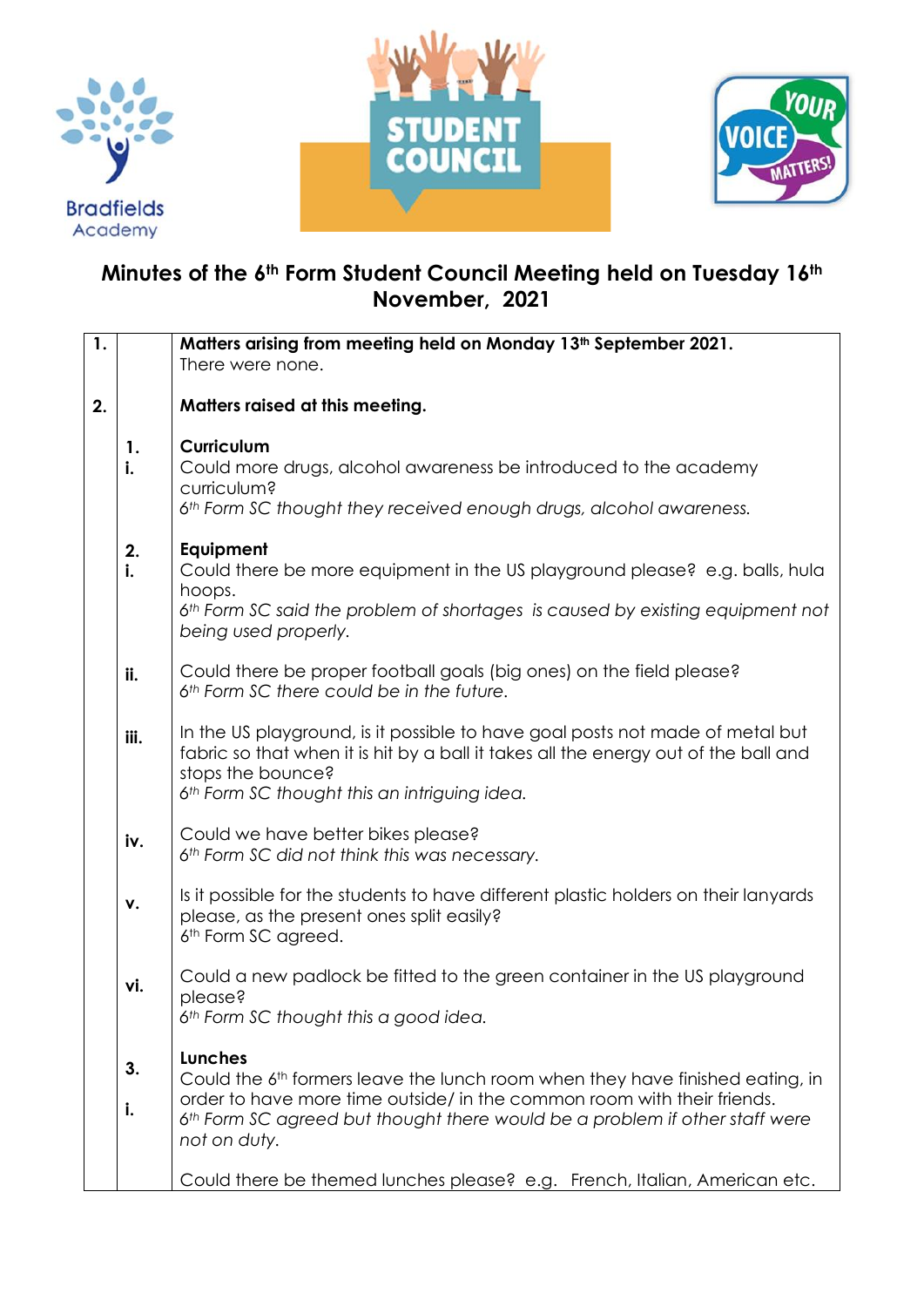Bradfields Academy

STUDENT COUNCIL

YOUR VOICE MATTERS!

# Minutes of the 6th Form Student Council Meeting held on Tuesday 16th November, 2021

| | | |
|---|---|---|
| **1.** | | **Matters arising from meeting held on Monday 13th September 2021.**<br>There were none. |
| **2.** | | **Matters raised at this meeting.** |
| | **1. i.** | **Curriculum**<br>Could more drugs, alcohol awareness be introduced to the academy curriculum?<br>*6th Form SC thought they received enough drugs, alcohol awareness.* |
| | **2. i.** | **Equipment**<br>Could there be more equipment in the US playground please? e.g. balls, hula hoops.<br>*6th Form SC said the problem of shortages is caused by existing equipment not being used properly.* |
| | **ii.** | Could there be proper football goals (big ones) on the field please?<br>*6th Form SC there could be in the future.* |
| | **iii.** | In the US playground, is it possible to have goal posts not made of metal but fabric so that when it is hit by a ball it takes all the energy out of the ball and stops the bounce?<br>*6th Form SC thought this an intriguing idea.* |
| | **iv.** | Could we have better bikes please?<br>*6th Form SC did not think this was necessary.* |
| | **v.** | Is it possible for the students to have different plastic holders on their lanyards please, as the present ones split easily?<br>6th Form SC agreed. |
| | **vi.** | Could a new padlock be fitted to the green container in the US playground please?<br>*6th Form SC thought this a good idea.* |
| | **3. i.** | **Lunches**<br>Could the 6th formers leave the lunch room when they have finished eating, in order to have more time outside/ in the common room with their friends.<br>*6th Form SC agreed but thought there would be a problem if other staff were not on duty.*<br><br>Could there be themed lunches please? e.g. French, Italian, American etc. |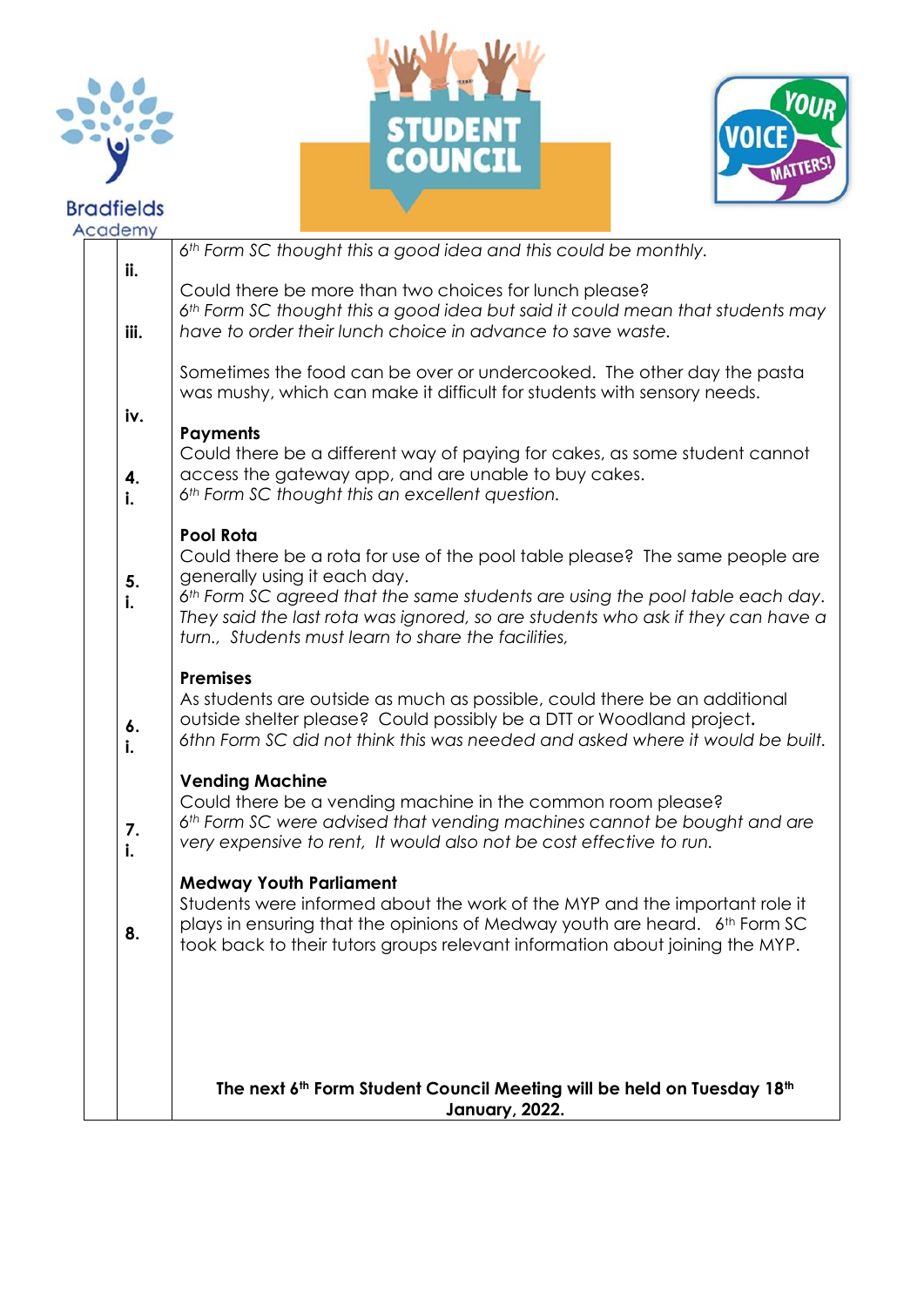| | | |
|---|---|---|
| | ii. | *6th Form SC thought this a good idea and this could be monthly.* |
| | iii. | Could there be more than two choices for lunch please? *6th Form SC thought this a good idea but said it could mean that students may have to order their lunch choice in advance to save waste.* |
| | iv. | Sometimes the food can be over or undercooked. The other day the pasta was mushy, which can make it difficult for students with sensory needs. |
| | 4. i. | **Payments** Could there be a different way of paying for cakes, as some student cannot access the gateway app, and are unable to buy cakes. *6th Form SC thought this an excellent question.* |
| | 5. i. | **Pool Rota** Could there be a rota for use of the pool table please? The same people are generally using it each day. *6th Form SC agreed that the same students are using the pool table each day. They said the last rota was ignored, so are students who ask if they can have a turn., Students must learn to share the facilities,* |
| | 6. i. | **Premises** As students are outside as much as possible, could there be an additional outside shelter please? Could possibly be a DTT or Woodland project. *6thn Form SC did not think this was needed and asked where it would be built.* |
| | 7. i. | **Vending Machine** Could there be a vending machine in the common room please? *6th Form SC were advised that vending machines cannot be bought and are very expensive to rent, It would also not be cost effective to run.* |
| | 8. | **Medway Youth Parliament** Students were informed about the work of the MYP and the important role it plays in ensuring that the opinions of Medway youth are heard. 6th Form SC took back to their tutors groups relevant information about joining the MYP. |
| | | **The next 6th Form Student Council Meeting will be held on Tuesday 18th January, 2022.** |